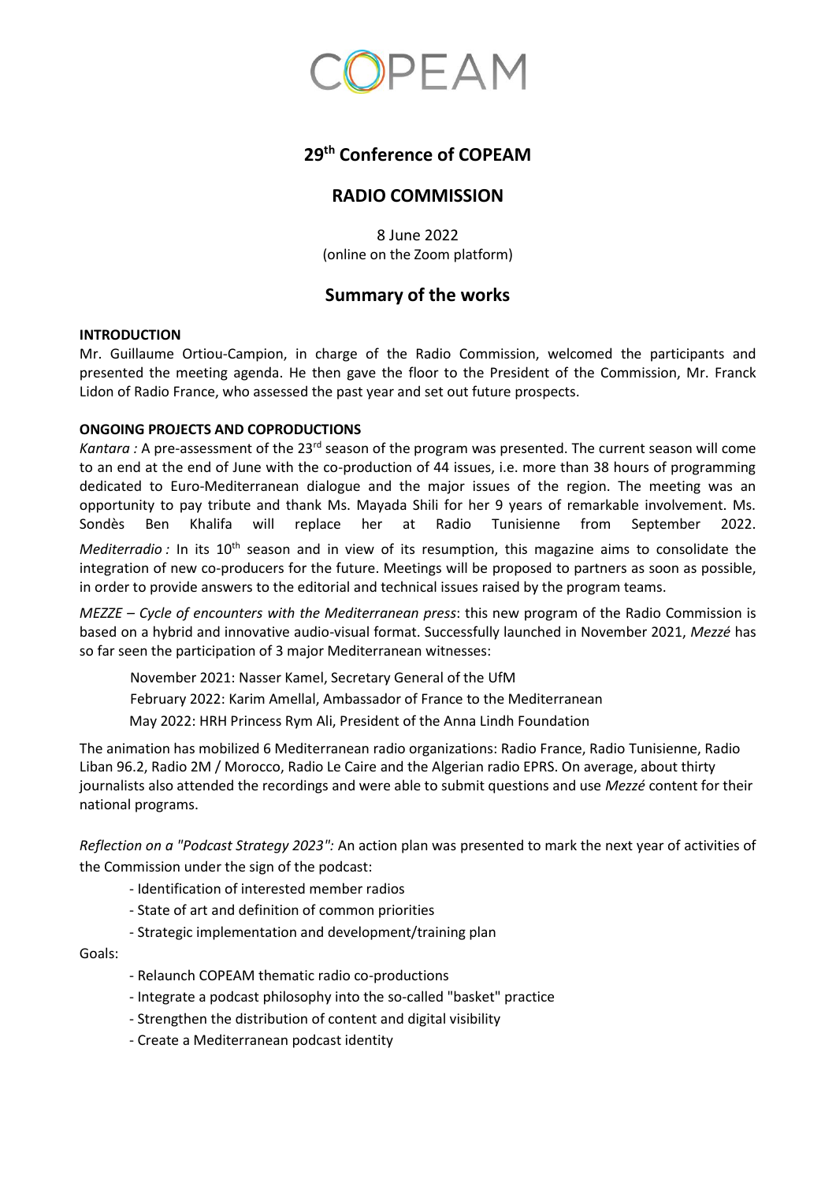COPEAM

# 29th Conference of COPEAM

## RADIO COMMISSION

8 June 2022
(online on the Zoom platform)

## Summary of the works

**INTRODUCTION**

Mr. Guillaume Ortiou-Campion, in charge of the Radio Commission, welcomed the participants and presented the meeting agenda. He then gave the floor to the President of the Commission, Mr. Franck Lidon of Radio France, who assessed the past year and set out future prospects.

**ONGOING PROJECTS AND COPRODUCTIONS**

*Kantara :* A pre-assessment of the 23rd season of the program was presented. The current season will come to an end at the end of June with the co-production of 44 issues, i.e. more than 38 hours of programming dedicated to Euro-Mediterranean dialogue and the major issues of the region. The meeting was an opportunity to pay tribute and thank Ms. Mayada Shili for her 9 years of remarkable involvement. Ms. Sondès Ben Khalifa will replace her at Radio Tunisienne from September 2022.

*Mediterradio :* In its 10th season and in view of its resumption, this magazine aims to consolidate the integration of new co-producers for the future. Meetings will be proposed to partners as soon as possible, in order to provide answers to the editorial and technical issues raised by the program teams.

*MEZZE – Cycle of encounters with the Mediterranean press*: this new program of the Radio Commission is based on a hybrid and innovative audio-visual format. Successfully launched in November 2021, *Mezzé* has so far seen the participation of 3 major Mediterranean witnesses:

November 2021: Nasser Kamel, Secretary General of the UfM
February 2022: Karim Amellal, Ambassador of France to the Mediterranean
May 2022: HRH Princess Rym Ali, President of the Anna Lindh Foundation

The animation has mobilized 6 Mediterranean radio organizations: Radio France, Radio Tunisienne, Radio Liban 96.2, Radio 2M / Morocco, Radio Le Caire and the Algerian radio EPRS. On average, about thirty journalists also attended the recordings and were able to submit questions and use *Mezzé* content for their national programs.

*Reflection on a "Podcast Strategy 2023":* An action plan was presented to mark the next year of activities of the Commission under the sign of the podcast:

- Identification of interested member radios
- State of art and definition of common priorities
- Strategic implementation and development/training plan

Goals:

- Relaunch COPEAM thematic radio co-productions
- Integrate a podcast philosophy into the so-called "basket" practice
- Strengthen the distribution of content and digital visibility
- Create a Mediterranean podcast identity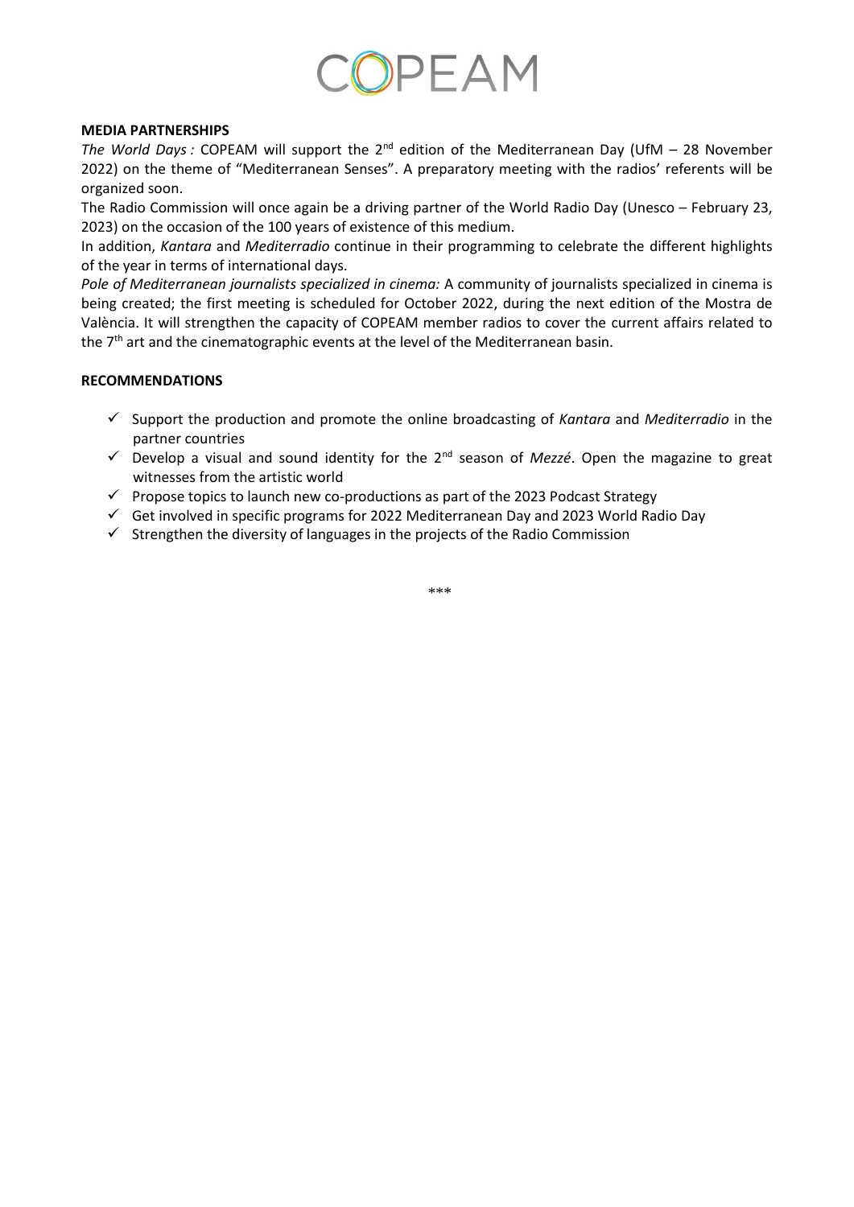**MEDIA PARTNERSHIPS**

*The World Days :* COPEAM will support the 2nd edition of the Mediterranean Day (UfM – 28 November 2022) on the theme of "Mediterranean Senses". A preparatory meeting with the radios' referents will be organized soon.

The Radio Commission will once again be a driving partner of the World Radio Day (Unesco – February 23, 2023) on the occasion of the 100 years of existence of this medium.

In addition, *Kantara* and *Mediterradio* continue in their programming to celebrate the different highlights of the year in terms of international days.

*Pole of Mediterranean journalists specialized in cinema:* A community of journalists specialized in cinema is being created; the first meeting is scheduled for October 2022, during the next edition of the Mostra de València. It will strengthen the capacity of COPEAM member radios to cover the current affairs related to the 7th art and the cinematographic events at the level of the Mediterranean basin.

**RECOMMENDATIONS**

- ✓ Support the production and promote the online broadcasting of *Kantara* and *Mediterradio* in the partner countries
- ✓ Develop a visual and sound identity for the 2nd season of *Mezzé*. Open the magazine to great witnesses from the artistic world
- ✓ Propose topics to launch new co-productions as part of the 2023 Podcast Strategy
- ✓ Get involved in specific programs for 2022 Mediterranean Day and 2023 World Radio Day
- ✓ Strengthen the diversity of languages in the projects of the Radio Commission

***